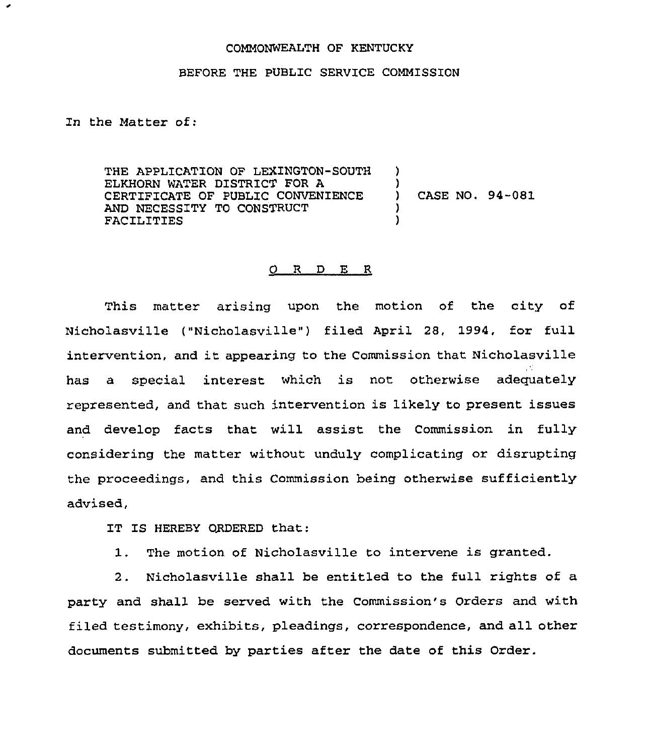COMMONWEALTH OF KENTUCKY

BEFORE THE PUBLIC SERVICE COMMISSION

In the Matter of:

THE APPLICATION OF LEXINGTON-SOUTH ELKHORN WATER DISTRICT FOR A CERTIFICATE OF PUBLIC CONVENIENCE AND NECESSITY TO CONSTRUCT FACILITIES ) CASE NO. 94-081

# O R D E R

This matter arising upon the motion of the city of Nicholasville ("Nicholasville") filed April 28, 1994, for full intervention, and it appearing to the Commission that Nicholasville has a special interest which is not otherwise adequately represented, and that such intervention is likely to present issues and develop facts that will assist the Commission in fully considering the matter without unduly complicating or disrupting the proceedings, and this Commission being otherwise sufficiently advised,

IT IS HEREBY ORDERED that:

1. The motion of Nicholasville to intervene is granted.

2. Nicholasville shall be entitled to the full rights of a party and shall be served with the Commission's Orders and with filed testimony, exhibits, pleadings, correspondence, and all other documents submitted by parties after the date of this Order.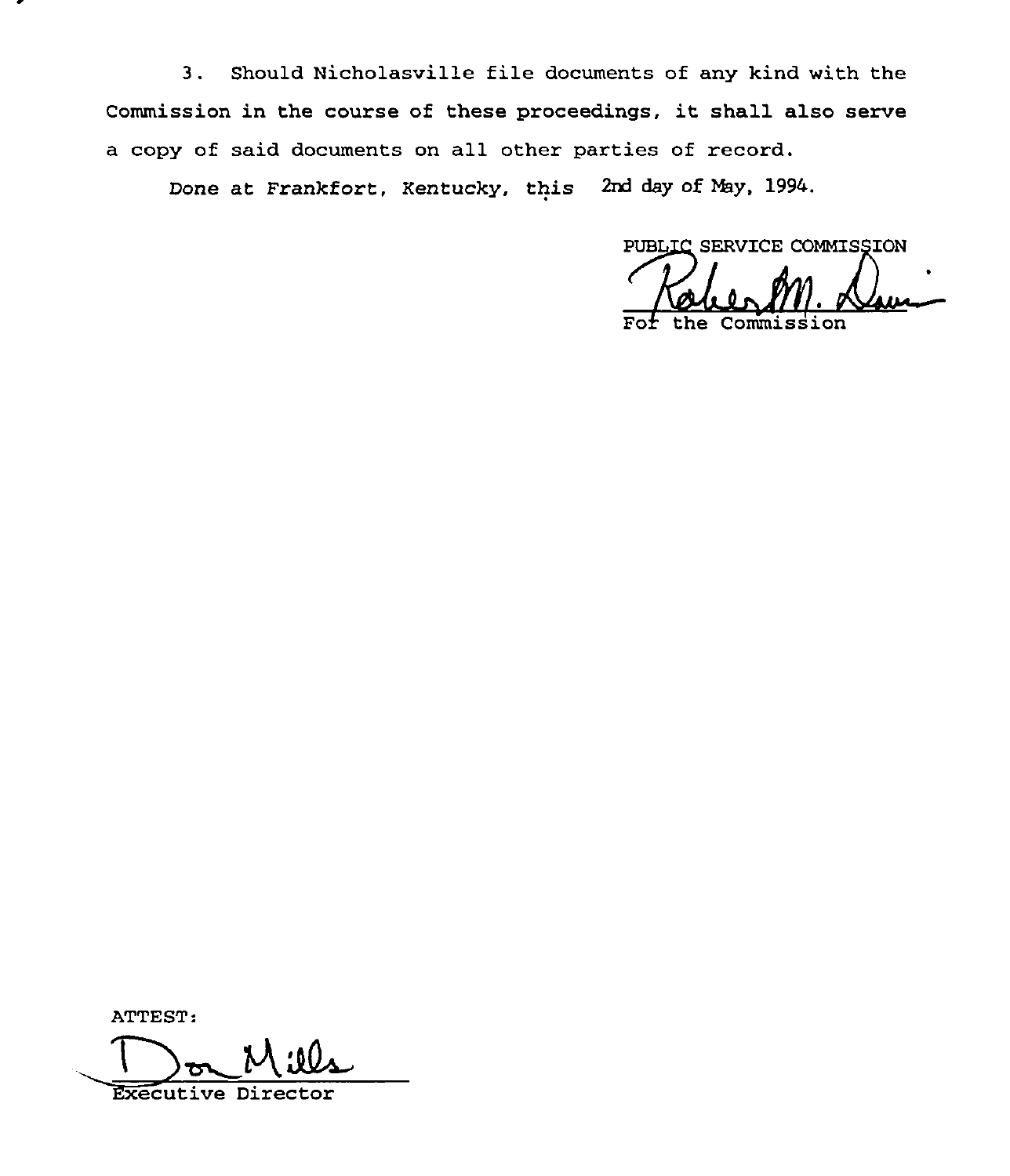3. Should Nicholasville file documents of any kind with the Commission in the course of these proceedings, it shall also serve a copy of said documents on all other parties of record.

Done at Frankfort, Kentucky, this 2nd day of May, 1994.

PUBLIC SERVICE COMMISSION

For the Commission

ATTEST:

Executive Director